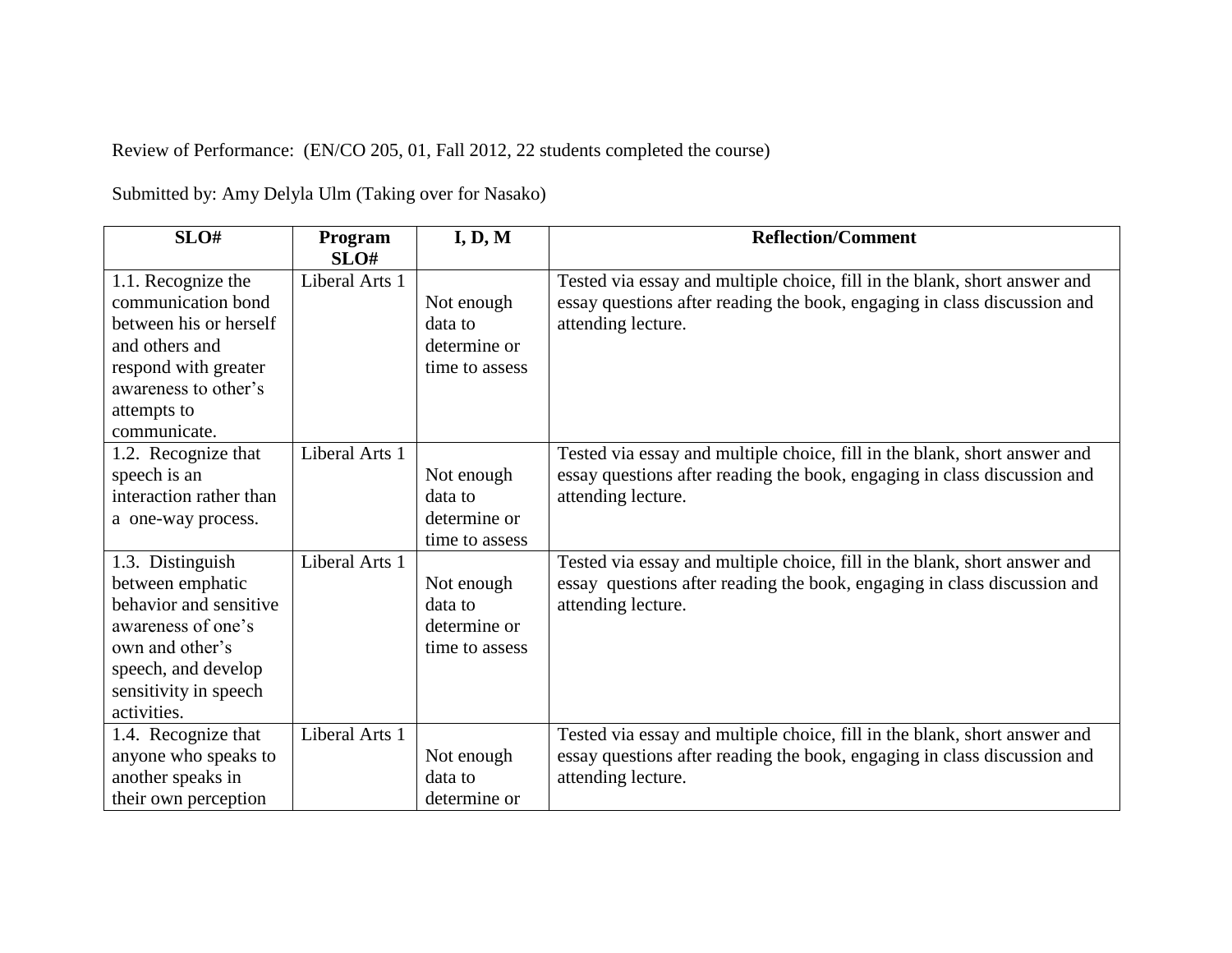Review of Performance: (EN/CO 205, 01, Fall 2012, 22 students completed the course)

Submitted by: Amy Delyla Ulm (Taking over for Nasako)

| SLO# | Program SLO# | I, D, M | Reflection/Comment |
|---|---|---|---|
| 1.1. Recognize the communication bond between his or herself and others and respond with greater awareness to other's attempts to communicate. | Liberal Arts 1 | Not enough data to determine or time to assess | Tested via essay and multiple choice, fill in the blank, short answer and essay questions after reading the book, engaging in class discussion and attending lecture. |
| 1.2. Recognize that speech is an interaction rather than a one-way process. | Liberal Arts 1 | Not enough data to determine or time to assess | Tested via essay and multiple choice, fill in the blank, short answer and essay questions after reading the book, engaging in class discussion and attending lecture. |
| 1.3. Distinguish between emphatic behavior and sensitive awareness of one's own and other's speech, and develop sensitivity in speech activities. | Liberal Arts 1 | Not enough data to determine or time to assess | Tested via essay and multiple choice, fill in the blank, short answer and essay questions after reading the book, engaging in class discussion and attending lecture. |
| 1.4. Recognize that anyone who speaks to another speaks in their own perception | Liberal Arts 1 | Not enough data to determine or | Tested via essay and multiple choice, fill in the blank, short answer and essay questions after reading the book, engaging in class discussion and attending lecture. |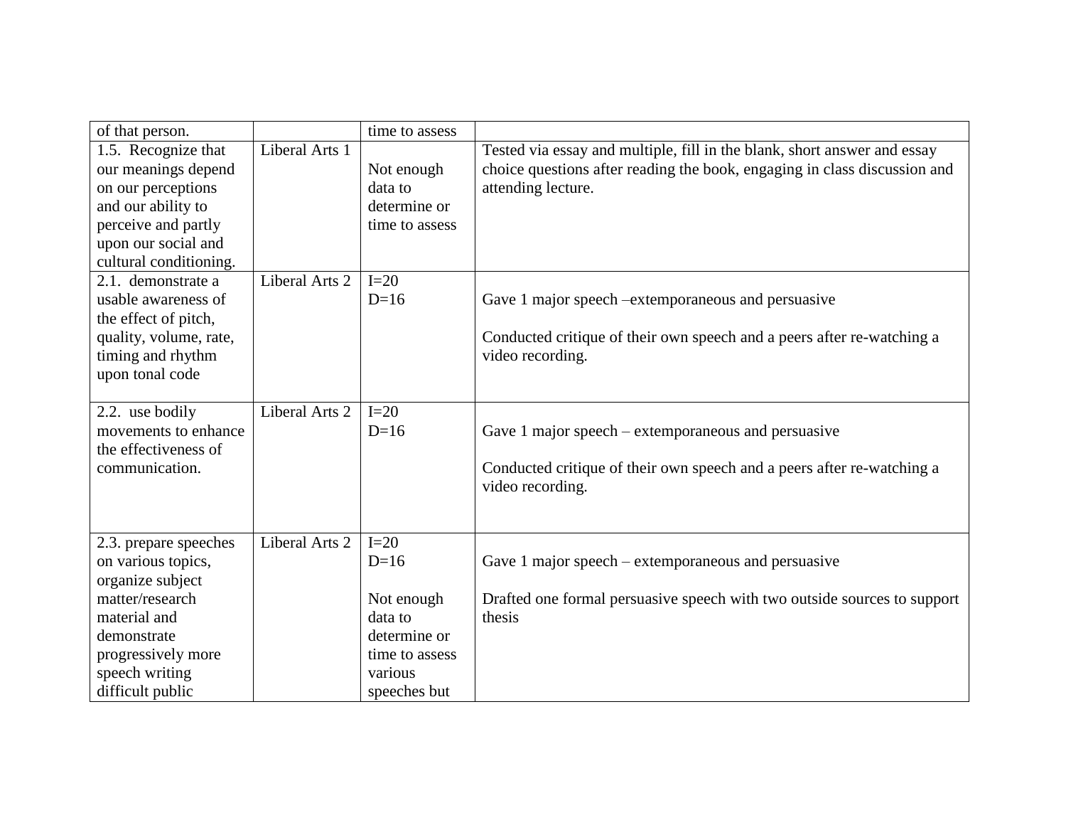| | | | |
|---|---|---|---|
| of that person. | | time to assess | |
| 1.5. Recognize that our meanings depend on our perceptions and our ability to perceive and partly upon our social and cultural conditioning. | Liberal Arts 1 | Not enough data to determine or time to assess | Tested via essay and multiple, fill in the blank, short answer and essay choice questions after reading the book, engaging in class discussion and attending lecture. |
| 2.1. demonstrate a usable awareness of the effect of pitch, quality, volume, rate, timing and rhythm upon tonal code | Liberal Arts 2 | I=20<br>D=16 | Gave 1 major speech –extemporaneous and persuasive<br><br>Conducted critique of their own speech and a peers after re-watching a video recording. |
| 2.2. use bodily movements to enhance the effectiveness of communication. | Liberal Arts 2 | I=20<br>D=16 | Gave 1 major speech – extemporaneous and persuasive<br><br>Conducted critique of their own speech and a peers after re-watching a video recording. |
| 2.3. prepare speeches on various topics, organize subject matter/research material and demonstrate progressively more speech writing difficult public | Liberal Arts 2 | I=20<br>D=16<br><br>Not enough data to determine or time to assess various speeches but | Gave 1 major speech – extemporaneous and persuasive<br><br>Drafted one formal persuasive speech with two outside sources to support thesis |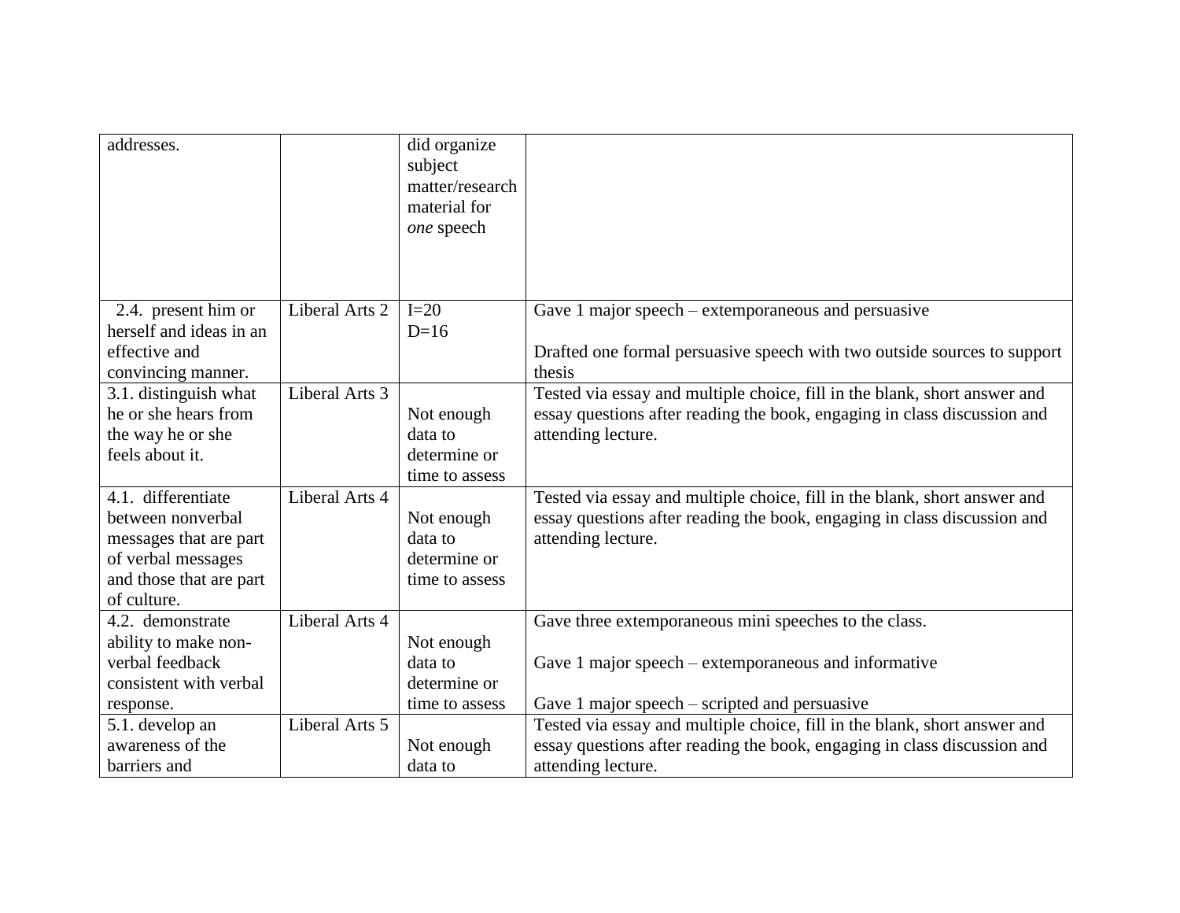| | | | |
|---|---|---|---|
| addresses. | | did organize subject matter/research material for *one* speech | |
| 2.4. present him or herself and ideas in an effective and convincing manner. | Liberal Arts 2 | I=20<br>D=16 | Gave 1 major speech – extemporaneous and persuasive<br><br>Drafted one formal persuasive speech with two outside sources to support thesis |
| 3.1. distinguish what he or she hears from the way he or she feels about it. | Liberal Arts 3 | Not enough data to determine or time to assess | Tested via essay and multiple choice, fill in the blank, short answer and essay questions after reading the book, engaging in class discussion and attending lecture. |
| 4.1. differentiate between nonverbal messages that are part of verbal messages and those that are part of culture. | Liberal Arts 4 | Not enough data to determine or time to assess | Tested via essay and multiple choice, fill in the blank, short answer and essay questions after reading the book, engaging in class discussion and attending lecture. |
| 4.2. demonstrate ability to make non-verbal feedback consistent with verbal response. | Liberal Arts 4 | Not enough data to determine or time to assess | Gave three extemporaneous mini speeches to the class.<br><br>Gave 1 major speech – extemporaneous and informative<br><br>Gave 1 major speech – scripted and persuasive |
| 5.1. develop an awareness of the barriers and | Liberal Arts 5 | Not enough data to | Tested via essay and multiple choice, fill in the blank, short answer and essay questions after reading the book, engaging in class discussion and attending lecture. |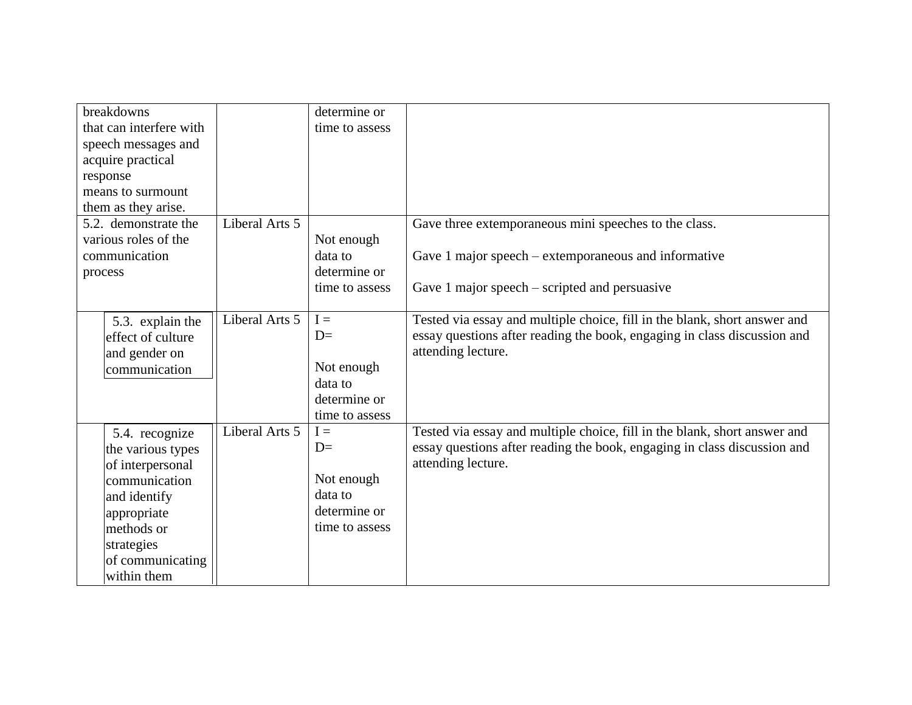| | | | |
|---|---|---|---|
| breakdowns that can interfere with speech messages and acquire practical response means to surmount them as they arise. | | determine or time to assess | |
| 5.2. demonstrate the various roles of the communication process | Liberal Arts 5 | Not enough data to determine or time to assess | Gave three extemporaneous mini speeches to the class.<br><br>Gave 1 major speech – extemporaneous and informative<br><br>Gave 1 major speech – scripted and persuasive |
| 5.3. explain the effect of culture and gender on communication | Liberal Arts 5 | I =<br>D=<br><br>Not enough data to determine or time to assess | Tested via essay and multiple choice, fill in the blank, short answer and essay questions after reading the book, engaging in class discussion and attending lecture. |
| 5.4. recognize the various types of interpersonal communication and identify appropriate methods or strategies of communicating within them | Liberal Arts 5 | I =<br>D=<br><br>Not enough data to determine or time to assess | Tested via essay and multiple choice, fill in the blank, short answer and essay questions after reading the book, engaging in class discussion and attending lecture. |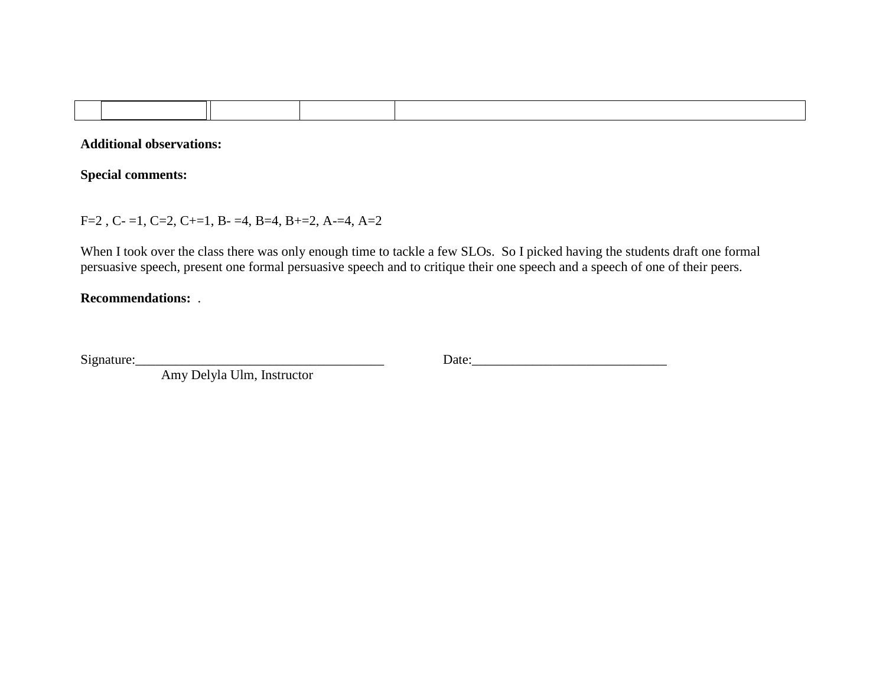| | | | | |
|---|---|---|---|---|
| | | | | |

**Additional observations:**

**Special comments:**

F=2 , C- =1, C=2, C+=1, B- =4, B=4, B+=2, A-=4, A=2

When I took over the class there was only enough time to tackle a few SLOs. So I picked having the students draft one formal persuasive speech, present one formal persuasive speech and to critique their one speech and a speech of one of their peers.

**Recommendations:** .

Signature:_____________________________________ Date:_____________________________
Amy Delyla Ulm, Instructor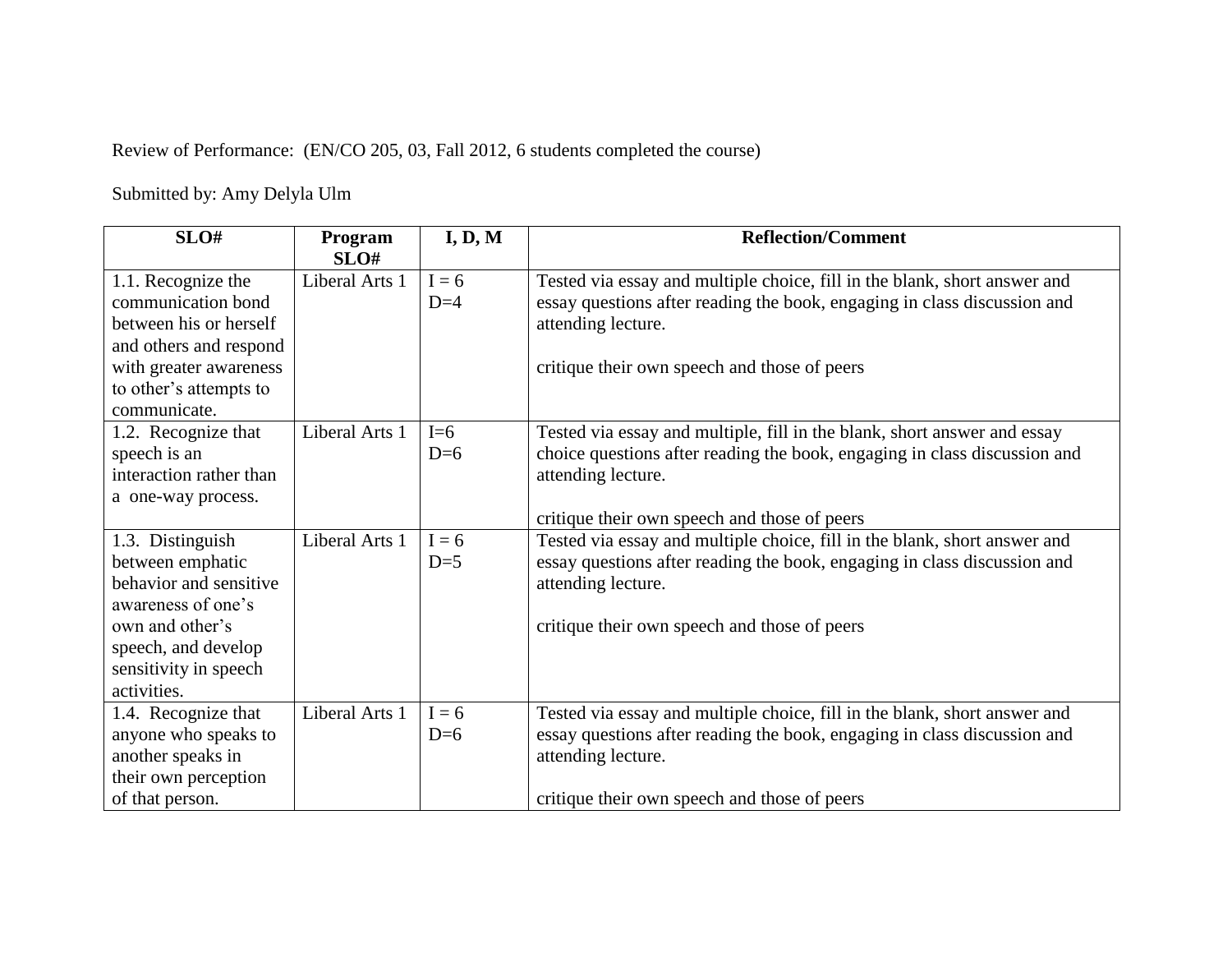Review of Performance: (EN/CO 205, 03, Fall 2012, 6 students completed the course)

Submitted by: Amy Delyla Ulm

| SLO# | Program SLO# | I, D, M | Reflection/Comment |
|---|---|---|---|
| 1.1. Recognize the communication bond between his or herself and others and respond with greater awareness to other's attempts to communicate. | Liberal Arts 1 | I = 6<br>D=4 | Tested via essay and multiple choice, fill in the blank, short answer and essay questions after reading the book, engaging in class discussion and attending lecture.<br><br>critique their own speech and those of peers |
| 1.2. Recognize that speech is an interaction rather than a one-way process. | Liberal Arts 1 | I=6<br>D=6 | Tested via essay and multiple, fill in the blank, short answer and essay choice questions after reading the book, engaging in class discussion and attending lecture.<br><br>critique their own speech and those of peers |
| 1.3. Distinguish between emphatic behavior and sensitive awareness of one's own and other's speech, and develop sensitivity in speech activities. | Liberal Arts 1 | I = 6<br>D=5 | Tested via essay and multiple choice, fill in the blank, short answer and essay questions after reading the book, engaging in class discussion and attending lecture.<br><br>critique their own speech and those of peers |
| 1.4. Recognize that anyone who speaks to another speaks in their own perception of that person. | Liberal Arts 1 | I = 6<br>D=6 | Tested via essay and multiple choice, fill in the blank, short answer and essay questions after reading the book, engaging in class discussion and attending lecture.<br><br>critique their own speech and those of peers |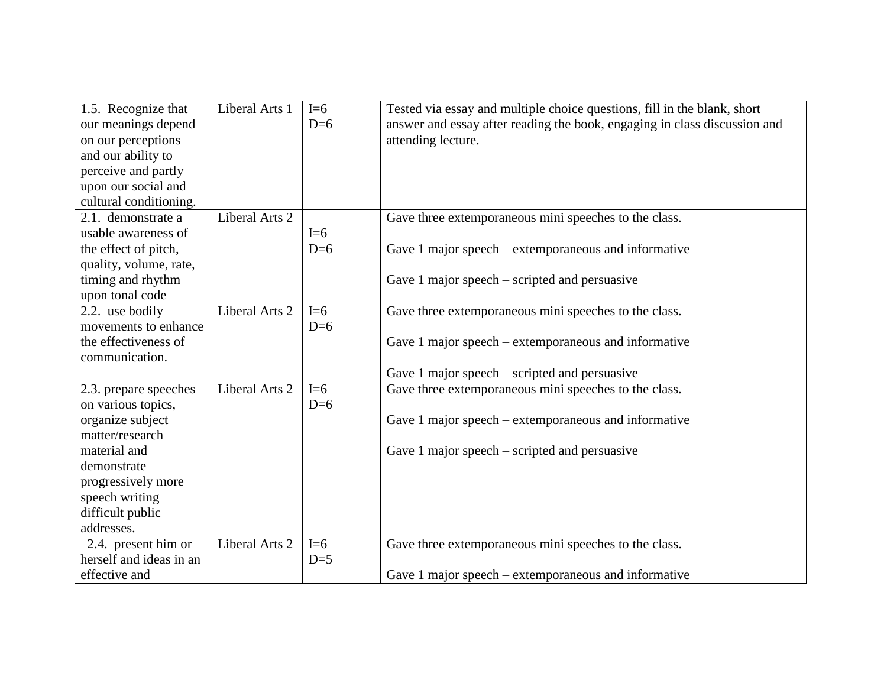| 1.5. Recognize that our meanings depend on our perceptions and our ability to perceive and partly upon our social and cultural conditioning. | Liberal Arts 1 | I=6<br>D=6 | Tested via essay and multiple choice questions, fill in the blank, short answer and essay after reading the book, engaging in class discussion and attending lecture. |
|---|---|---|---|
| 2.1. demonstrate a usable awareness of the effect of pitch, quality, volume, rate, timing and rhythm upon tonal code | Liberal Arts 2 | I=6<br>D=6 | Gave three extemporaneous mini speeches to the class.<br><br>Gave 1 major speech – extemporaneous and informative<br><br>Gave 1 major speech – scripted and persuasive |
| 2.2. use bodily movements to enhance the effectiveness of communication. | Liberal Arts 2 | I=6<br>D=6 | Gave three extemporaneous mini speeches to the class.<br><br>Gave 1 major speech – extemporaneous and informative<br><br>Gave 1 major speech – scripted and persuasive |
| 2.3. prepare speeches on various topics, organize subject matter/research material and demonstrate progressively more speech writing difficult public addresses. | Liberal Arts 2 | I=6<br>D=6 | Gave three extemporaneous mini speeches to the class.<br><br>Gave 1 major speech – extemporaneous and informative<br><br>Gave 1 major speech – scripted and persuasive |
| 2.4. present him or herself and ideas in an effective and | Liberal Arts 2 | I=6<br>D=5 | Gave three extemporaneous mini speeches to the class.<br><br>Gave 1 major speech – extemporaneous and informative |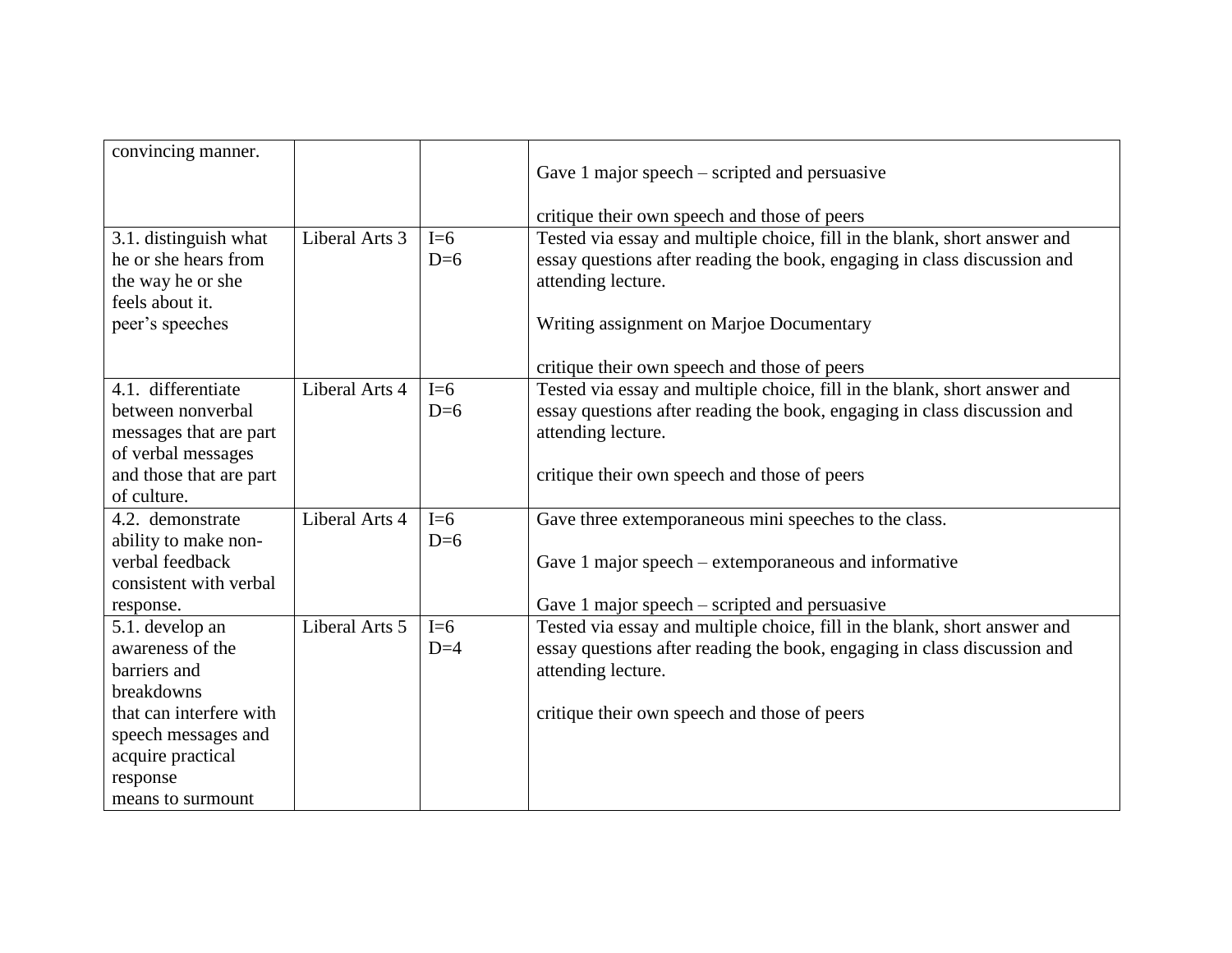| | | | |
|---|---|---|---|
| convincing manner. | | | Gave 1 major speech – scripted and persuasive<br><br>critique their own speech and those of peers |
| 3.1. distinguish what he or she hears from the way he or she feels about it.<br>peer's speeches | Liberal Arts 3 | I=6<br>D=6 | Tested via essay and multiple choice, fill in the blank, short answer and essay questions after reading the book, engaging in class discussion and attending lecture.<br><br>Writing assignment on Marjoe Documentary<br><br>critique their own speech and those of peers |
| 4.1. differentiate between nonverbal messages that are part of verbal messages and those that are part of culture. | Liberal Arts 4 | I=6<br>D=6 | Tested via essay and multiple choice, fill in the blank, short answer and essay questions after reading the book, engaging in class discussion and attending lecture.<br><br>critique their own speech and those of peers |
| 4.2. demonstrate ability to make non-verbal feedback consistent with verbal response. | Liberal Arts 4 | I=6<br>D=6 | Gave three extemporaneous mini speeches to the class.<br><br>Gave 1 major speech – extemporaneous and informative<br><br>Gave 1 major speech – scripted and persuasive |
| 5.1. develop an awareness of the barriers and breakdowns<br>that can interfere with speech messages and acquire practical response<br>means to surmount | Liberal Arts 5 | I=6<br>D=4 | Tested via essay and multiple choice, fill in the blank, short answer and essay questions after reading the book, engaging in class discussion and attending lecture.<br><br>critique their own speech and those of peers |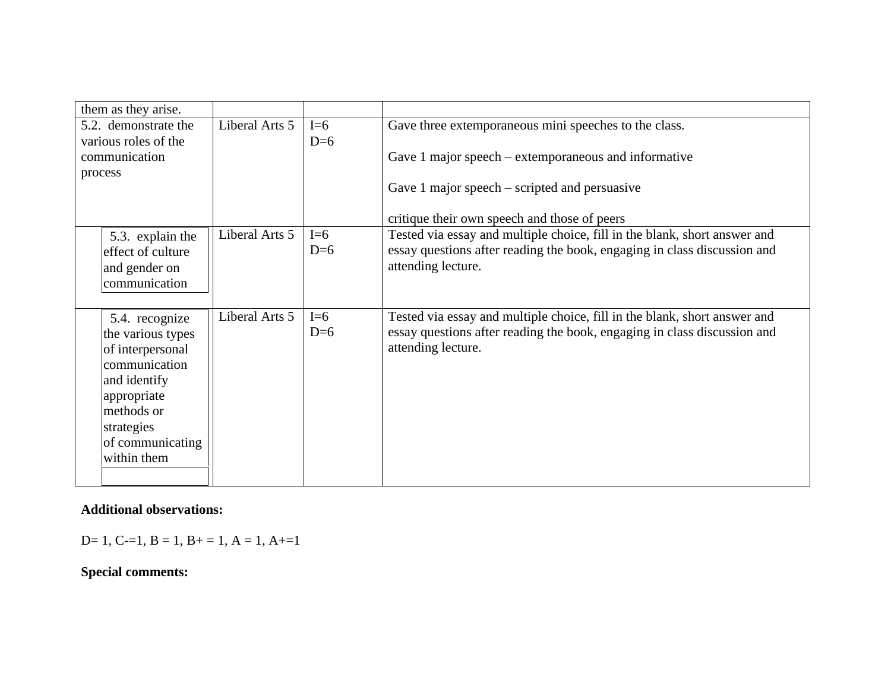| | | | |
|---|---|---|---|
| them as they arise. | | | |
| 5.2. demonstrate the various roles of the communication process | Liberal Arts 5 | I=6<br>D=6 | Gave three extemporaneous mini speeches to the class.<br><br>Gave 1 major speech – extemporaneous and informative<br><br>Gave 1 major speech – scripted and persuasive<br><br>critique their own speech and those of peers |
| 5.3. explain the effect of culture and gender on communication | Liberal Arts 5 | I=6<br>D=6 | Tested via essay and multiple choice, fill in the blank, short answer and essay questions after reading the book, engaging in class discussion and attending lecture. |
| 5.4. recognize the various types of interpersonal communication and identify appropriate methods or strategies of communicating within them | Liberal Arts 5 | I=6<br>D=6 | Tested via essay and multiple choice, fill in the blank, short answer and essay questions after reading the book, engaging in class discussion and attending lecture. |

**Additional observations:**

D= 1, C-=1, B = 1, B+ = 1, A = 1, A+=1

**Special comments:**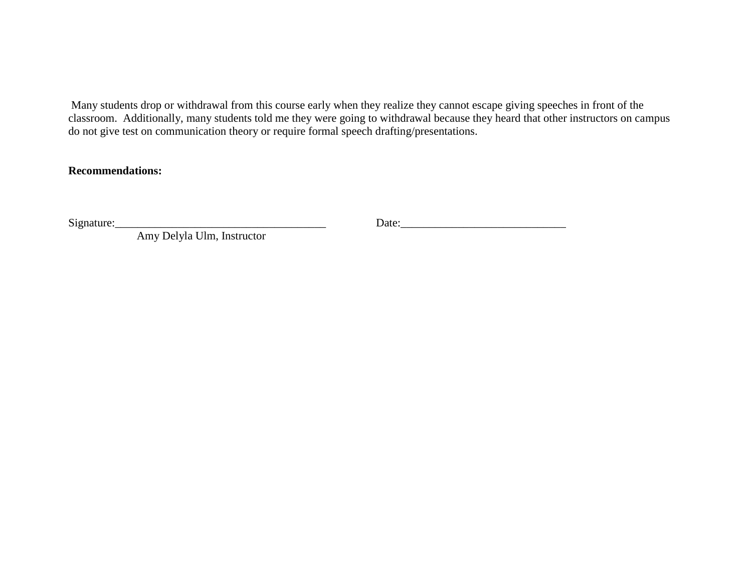Many students drop or withdrawal from this course early when they realize they cannot escape giving speeches in front of the classroom. Additionally, many students told me they were going to withdrawal because they heard that other instructors on campus do not give test on communication theory or require formal speech drafting/presentations.

**Recommendations:**

Signature:_____________________________________ Date:_____________________________

Amy Delyla Ulm, Instructor